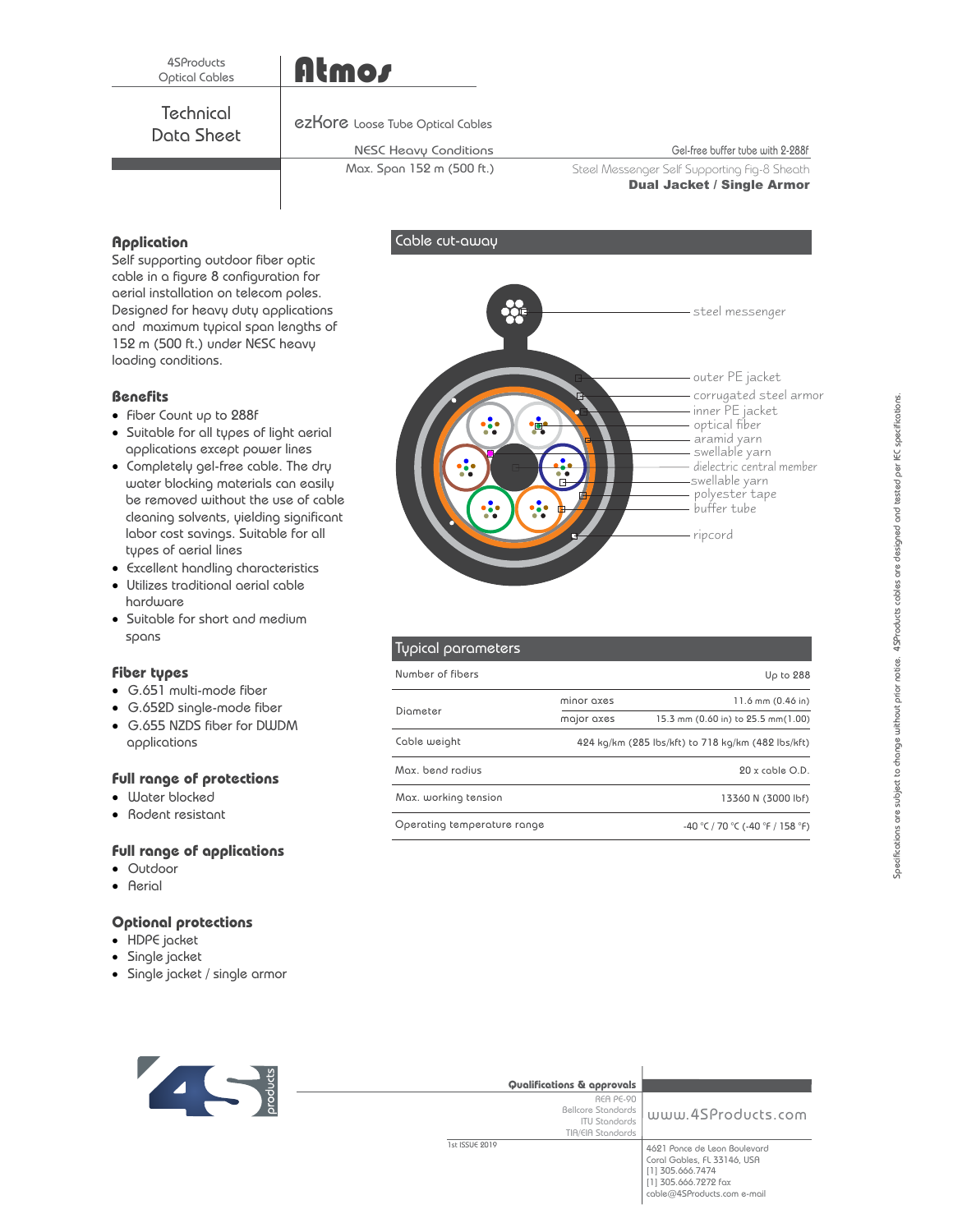4SProducts
Optical Cables

# Atmos

Technical Data Sheet

**ezKore** Loose Tube Optical Cables

NESC Heavy Conditions
Max. Span 152 m (500 ft.)

Gel-free buffer tube with 2-288f
Steel Messenger Self Supporting Fig-8 Sheath
**Dual Jacket / Single Armor**

## Application

Self supporting outdoor fiber optic cable in a figure 8 configuration for aerial installation on telecom poles. Designed for heavy duty applications and maximum typical span lengths of 152 m (500 ft.) under NESC heavy loading conditions.

## Benefits

- Fiber Count up to 288f
- Suitable for all types of light aerial applications except power lines
- Completely gel-free cable. The dry water blocking materials can easily be removed without the use of cable cleaning solvents, yielding significant labor cost savings. Suitable for all types of aerial lines
- Excellent handling characteristics
- Utilizes traditional aerial cable hardware
- Suitable for short and medium spans

## Fiber types

- G.651 multi-mode fiber
- G.652D single-mode fiber
- G.655 NZDS fiber for DWDM applications

## Full range of protections

- Water blocked
- Rodent resistant

## Full range of applications

- Outdoor
- Aerial

## Optional protections

- HDPE jacket
- Single jacket
- Single jacket / single armor

## Cable cut-away

steel messenger
outer PE jacket
corrugated steel armor
inner PE jacket
optical fiber
aramid yarn
swellable yarn
dielectric central member
swellable yarn
polyester tape
buffer tube
ripcord

## Typical parameters

| Parameter | | Value |
|---|---|---|
| Number of fibers | | Up to 288 |
| Diameter | minor axes | 11.6 mm (0.46 in) |
| | major axes | 15.3 mm (0.60 in) to 25.5 mm(1.00) |
| Cable weight | | 424 kg/km (285 lbs/kft) to 718 kg/km (482 lbs/kft) |
| Max. bend radius | | 20 x cable O.D. |
| Max. working tension | | 13360 N (3000 lbf) |
| Operating temperature range | | -40 °C / 70 °C (-40 °F / 158 °F) |

Specifications are subject to change without prior notice. 4SProducts cables are designed and tested per IEC specifications.

**Qualifications & approvals**
REA PE-90
Bellcore Standards
ITU Standards
TIA/EIA Standards

1st ISSUE 2019

www.4SProducts.com

4621 Ponce de Leon Boulevard
Coral Gables, FL 33146, USA
[1] 305.666.7474
[1] 305.666.7272 fax
cable@4SProducts.com e-mail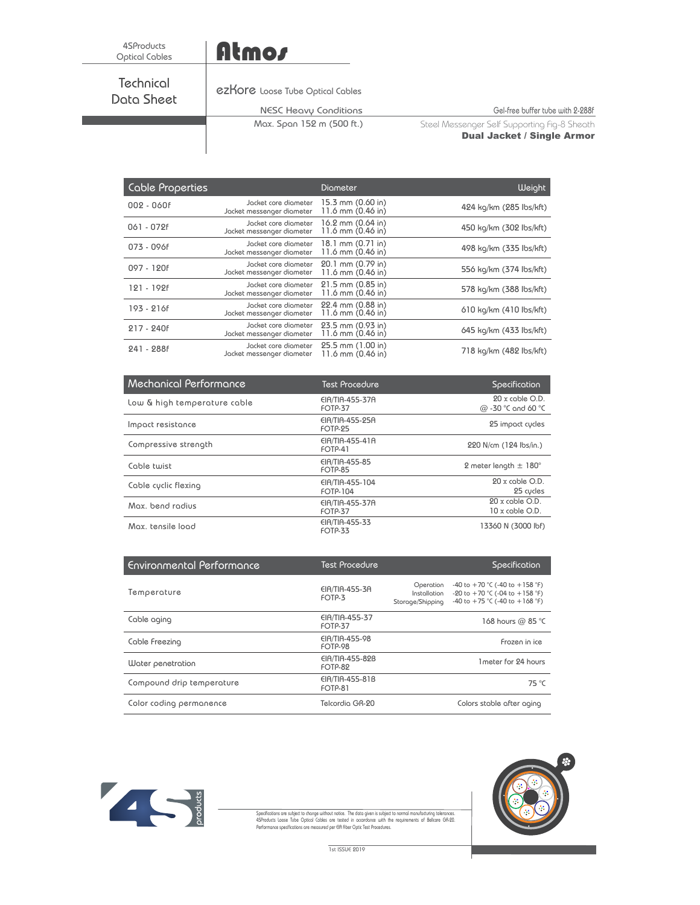4SProducts
Optical Cables

# Atmos

## Technical Data Sheet

**ezKore** Loose Tube Optical Cables

NESC Heavy Conditions
Max. Span 152 m (500 ft.)

Gel-free buffer tube with 2-288f
Steel Messenger Self Supporting Fig-8 Sheath
**Dual Jacket / Single Armor**

| Cable Properties | | Diameter | Weight |
|---|---|---|---|
| 002 - 060f | Jacket core diameter<br>Jacket messenger diameter | 15.3 mm (0.60 in)<br>11.6 mm (0.46 in) | 424 kg/km (285 lbs/kft) |
| 061 - 072f | Jacket core diameter<br>Jacket messenger diameter | 16.2 mm (0.64 in)<br>11.6 mm (0.46 in) | 450 kg/km (302 lbs/kft) |
| 073 - 096f | Jacket core diameter<br>Jacket messenger diameter | 18.1 mm (0.71 in)<br>11.6 mm (0.46 in) | 498 kg/km (335 lbs/kft) |
| 097 - 120f | Jacket core diameter<br>Jacket messenger diameter | 20.1 mm (0.79 in)<br>11.6 mm (0.46 in) | 556 kg/km (374 lbs/kft) |
| 121 - 192f | Jacket core diameter<br>Jacket messenger diameter | 21.5 mm (0.85 in)<br>11.6 mm (0.46 in) | 578 kg/km (388 lbs/kft) |
| 193 - 216f | Jacket core diameter<br>Jacket messenger diameter | 22.4 mm (0.88 in)<br>11.6 mm (0.46 in) | 610 kg/km (410 lbs/kft) |
| 217 - 240f | Jacket core diameter<br>Jacket messenger diameter | 23.5 mm (0.93 in)<br>11.6 mm (0.46 in) | 645 kg/km (433 lbs/kft) |
| 241 - 288f | Jacket core diameter<br>Jacket messenger diameter | 25.5 mm (1.00 in)<br>11.6 mm (0.46 in) | 718 kg/km (482 lbs/kft) |

| Mechanical Performance | Test Procedure | Specification |
|---|---|---|
| Low & high temperature cable | EIA/TIA-455-37A<br>FOTP-37 | 20 x cable O.D.<br>@ -30 °C and 60 °C |
| Impact resistance | EIA/TIA-455-25A<br>FOTP-25 | 25 impact cycles |
| Compressive strength | EIA/TIA-455-41A<br>FOTP-41 | 220 N/cm (124 lbs/in.) |
| Cable twist | EIA/TIA-455-85<br>FOTP-85 | 2 meter length ± 180° |
| Cable cyclic flexing | EIA/TIA-455-104<br>FOTP-104 | 20 x cable O.D.<br>25 cycles |
| Max. bend radius | EIA/TIA-455-37A<br>FOTP-37 | 20 x cable O.D.<br>10 x cable O.D. |
| Max. tensile load | EIA/TIA-455-33<br>FOTP-33 | 13360 N (3000 lbf) |

| Environmental Performance | Test Procedure | | Specification |
|---|---|---|---|
| Temperature | EIA/TIA-455-3A<br>FOTP-3 | Operation<br>Installation<br>Storage/Shipping | -40 to +70 °C (-40 to +158 °F)<br>-20 to +70 °C (-04 to +158 °F)<br>-40 to +75 °C (-40 to +168 °F) |
| Cable aging | EIA/TIA-455-37<br>FOTP-37 | | 168 hours @ 85 °C |
| Cable Freezing | EIA/TIA-455-98<br>FOTP-98 | | Frozen in ice |
| Water penetration | EIA/TIA-455-82B<br>FOTP-82 | | 1meter for 24 hours |
| Compound drip temperature | EIA/TIA-455-81B<br>FOTP-81 | | 75 °C |
| Color coding permanence | Telcordia GR-20 | | Colors stable after aging |

Specifications are subject to change without notice. The data given is subject to normal manufacturing tolerances. 4SProducts Loose Tube Optical Cables are tested in accordance with the requirements of Bellcore GR-20. Performance specifications are measured per EIA Fiber Optic Test Procedures.

1st ISSUE 2019